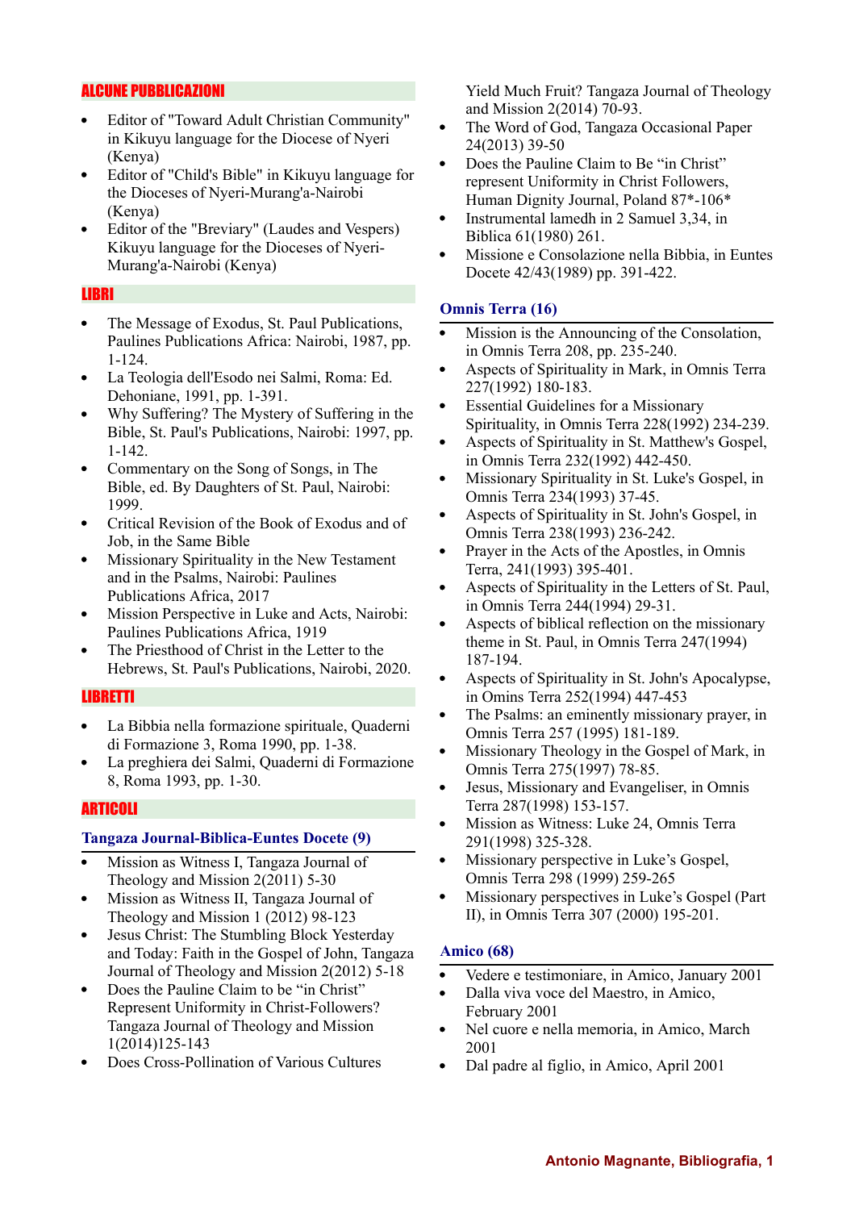## ALCUNE PUBBLICAZIONI

- Editor of "Toward Adult Christian Community" in Kikuyu language for the Diocese of Nyeri (Kenya)
- Editor of "Child's Bible" in Kikuyu language for the Dioceses of Nyeri-Murang'a-Nairobi (Kenya)
- Editor of the "Breviary" (Laudes and Vespers) Kikuyu language for the Dioceses of Nyeri-Murang'a-Nairobi (Kenya)

## LIBRI

- The Message of Exodus, St. Paul Publications, Paulines Publications Africa: Nairobi, 1987, pp. 1-124.
- La Teologia dell'Esodo nei Salmi, Roma: Ed. Dehoniane, 1991, pp. 1-391.
- Why Suffering? The Mystery of Suffering in the Bible, St. Paul's Publications, Nairobi: 1997, pp. 1-142.
- Commentary on the Song of Songs, in The Bible, ed. By Daughters of St. Paul, Nairobi: 1999.
- Critical Revision of the Book of Exodus and of Job, in the Same Bible
- Missionary Spirituality in the New Testament and in the Psalms, Nairobi: Paulines Publications Africa, 2017
- Mission Perspective in Luke and Acts, Nairobi: Paulines Publications Africa, 1919
- The Priesthood of Christ in the Letter to the Hebrews, St. Paul's Publications, Nairobi, 2020.

## LIBRETTI

- La Bibbia nella formazione spirituale, Quaderni di Formazione 3, Roma 1990, pp. 1-38.
- La preghiera dei Salmi, Quaderni di Formazione 8, Roma 1993, pp. 1-30.

## ARTICOLI

### Tangaza Journal-Biblica-Euntes Docete (9)

- Mission as Witness I, Tangaza Journal of Theology and Mission 2(2011) 5-30
- Mission as Witness II, Tangaza Journal of Theology and Mission 1 (2012) 98-123
- Jesus Christ: The Stumbling Block Yesterday and Today: Faith in the Gospel of John, Tangaza Journal of Theology and Mission 2(2012) 5-18
- Does the Pauline Claim to be "in Christ" Represent Uniformity in Christ-Followers? Tangaza Journal of Theology and Mission 1(2014)125-143
- Does Cross-Pollination of Various Cultures Yield Much Fruit? Tangaza Journal of Theology and Mission 2(2014) 70-93.
- The Word of God, Tangaza Occasional Paper 24(2013) 39-50
- Does the Pauline Claim to Be "in Christ" represent Uniformity in Christ Followers, Human Dignity Journal, Poland 87*-106*
- Instrumental lamedh in 2 Samuel 3,34, in Biblica 61(1980) 261.
- Missione e Consolazione nella Bibbia, in Euntes Docete 42/43(1989) pp. 391-422.

### Omnis Terra (16)

- Mission is the Announcing of the Consolation, in Omnis Terra 208, pp. 235-240.
- Aspects of Spirituality in Mark, in Omnis Terra 227(1992) 180-183.
- Essential Guidelines for a Missionary Spirituality, in Omnis Terra 228(1992) 234-239.
- Aspects of Spirituality in St. Matthew's Gospel, in Omnis Terra 232(1992) 442-450.
- Missionary Spirituality in St. Luke's Gospel, in Omnis Terra 234(1993) 37-45.
- Aspects of Spirituality in St. John's Gospel, in Omnis Terra 238(1993) 236-242.
- Prayer in the Acts of the Apostles, in Omnis Terra, 241(1993) 395-401.
- Aspects of Spirituality in the Letters of St. Paul, in Omnis Terra 244(1994) 29-31.
- Aspects of biblical reflection on the missionary theme in St. Paul, in Omnis Terra 247(1994) 187-194.
- Aspects of Spirituality in St. John's Apocalypse, in Omins Terra 252(1994) 447-453
- The Psalms: an eminently missionary prayer, in Omnis Terra 257 (1995) 181-189.
- Missionary Theology in the Gospel of Mark, in Omnis Terra 275(1997) 78-85.
- Jesus, Missionary and Evangeliser, in Omnis Terra 287(1998) 153-157.
- Mission as Witness: Luke 24, Omnis Terra 291(1998) 325-328.
- Missionary perspective in Luke's Gospel, Omnis Terra 298 (1999) 259-265
- Missionary perspectives in Luke's Gospel (Part II), in Omnis Terra 307 (2000) 195-201.

### Amico (68)

- Vedere e testimoniare, in Amico, January 2001
- Dalla viva voce del Maestro, in Amico, February 2001
- Nel cuore e nella memoria, in Amico, March 2001
- Dal padre al figlio, in Amico, April 2001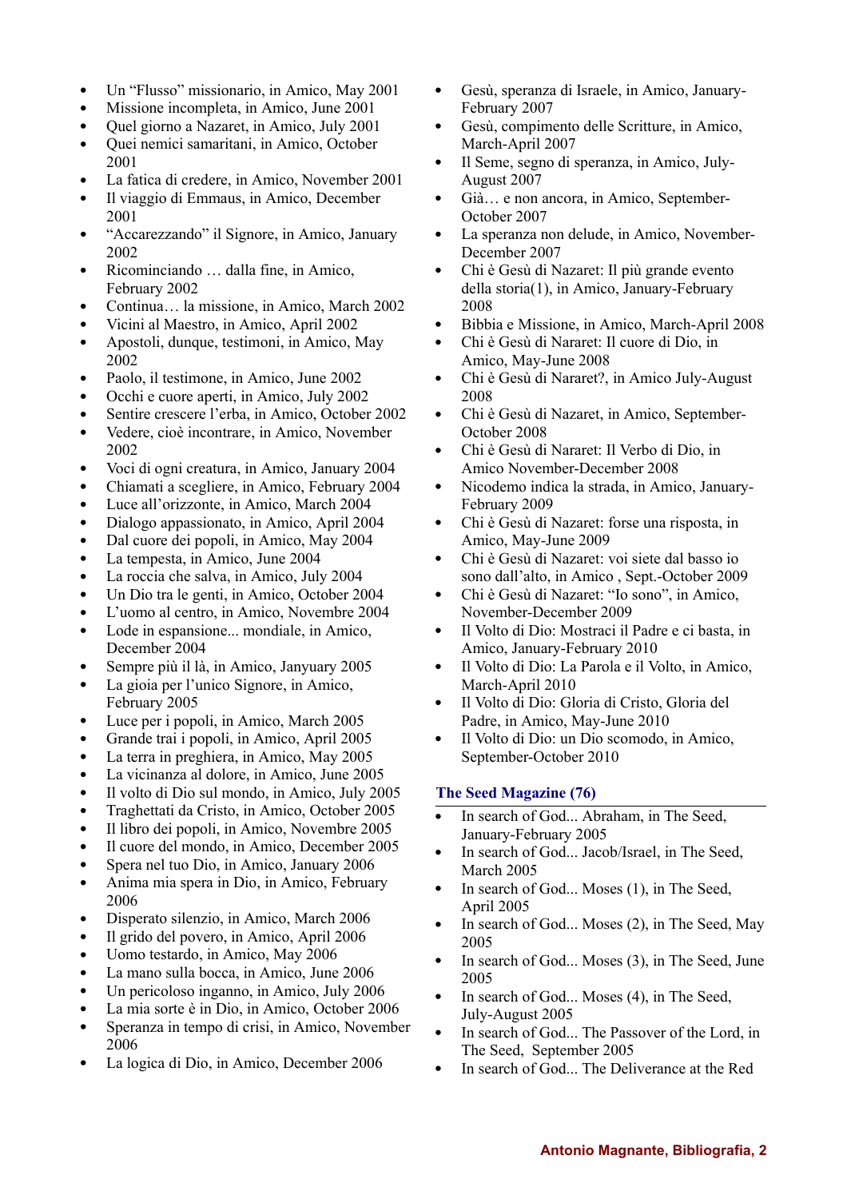- Un “Flusso” missionario, in Amico, May 2001
- Missione incompleta, in Amico, June 2001
- Quel giorno a Nazaret, in Amico, July 2001
- Quei nemici samaritani, in Amico, October 2001
- La fatica di credere, in Amico, November 2001
- Il viaggio di Emmaus, in Amico, December 2001
- “Accarezzando” il Signore, in Amico, January 2002
- Ricominciando … dalla fine, in Amico, February 2002
- Continua… la missione, in Amico, March 2002
- Vicini al Maestro, in Amico, April 2002
- Apostoli, dunque, testimoni, in Amico, May 2002
- Paolo, il testimone, in Amico, June 2002
- Occhi e cuore aperti, in Amico, July 2002
- Sentire crescere l’erba, in Amico, October 2002
- Vedere, cioè incontrare, in Amico, November 2002
- Voci di ogni creatura, in Amico, January 2004
- Chiamati a scegliere, in Amico, February 2004
- Luce all’orizzonte, in Amico, March 2004
- Dialogo appassionato, in Amico, April 2004
- Dal cuore dei popoli, in Amico, May 2004
- La tempesta, in Amico, June 2004
- La roccia che salva, in Amico, July 2004
- Un Dio tra le genti, in Amico, October 2004
- L’uomo al centro, in Amico, Novembre 2004
- Lode in espansione... mondiale, in Amico, December 2004
- Sempre più il là, in Amico, Janyuary 2005
- La gioia per l’unico Signore, in Amico, February 2005
- Luce per i popoli, in Amico, March 2005
- Grande trai i popoli, in Amico, April 2005
- La terra in preghiera, in Amico, May 2005
- La vicinanza al dolore, in Amico, June 2005
- Il volto di Dio sul mondo, in Amico, July 2005
- Traghettati da Cristo, in Amico, October 2005
- Il libro dei popoli, in Amico, Novembre 2005
- Il cuore del mondo, in Amico, December 2005
- Spera nel tuo Dio, in Amico, January 2006
- Anima mia spera in Dio, in Amico, February 2006
- Disperato silenzio, in Amico, March 2006
- Il grido del povero, in Amico, April 2006
- Uomo testardo, in Amico, May 2006
- La mano sulla bocca, in Amico, June 2006
- Un pericoloso inganno, in Amico, July 2006
- La mia sorte è in Dio, in Amico, October 2006
- Speranza in tempo di crisi, in Amico, November 2006
- La logica di Dio, in Amico, December 2006
- Gesù, speranza di Israele, in Amico, January-February 2007
- Gesù, compimento delle Scritture, in Amico, March-April 2007
- Il Seme, segno di speranza, in Amico, July-August 2007
- Già… e non ancora, in Amico, September-October 2007
- La speranza non delude, in Amico, November-December 2007
- Chi è Gesù di Nazaret: Il più grande evento della storia(1), in Amico, January-February 2008
- Bibbia e Missione, in Amico, March-April 2008
- Chi è Gesù di Nararet: Il cuore di Dio, in Amico, May-June 2008
- Chi è Gesù di Nararet?, in Amico July-August 2008
- Chi è Gesù di Nazaret, in Amico, September-October 2008
- Chi è Gesù di Nararet: Il Verbo di Dio, in Amico November-December 2008
- Nicodemo indica la strada, in Amico, January-February 2009
- Chi è Gesù di Nazaret: forse una risposta, in Amico, May-June 2009
- Chi è Gesù di Nazaret: voi siete dal basso io sono dall’alto, in Amico , Sept.-October 2009
- Chi è Gesù di Nazaret: “Io sono”, in Amico, November-December 2009
- Il Volto di Dio: Mostraci il Padre e ci basta, in Amico, January-February 2010
- Il Volto di Dio: La Parola e il Volto, in Amico, March-April 2010
- Il Volto di Dio: Gloria di Cristo, Gloria del Padre, in Amico, May-June 2010
- Il Volto di Dio: un Dio scomodo, in Amico, September-October 2010

### The Seed Magazine (76)

- In search of God... Abraham, in The Seed, January-February 2005
- In search of God... Jacob/Israel, in The Seed, March 2005
- In search of God... Moses (1), in The Seed, April 2005
- In search of God... Moses (2), in The Seed, May 2005
- In search of God... Moses (3), in The Seed, June 2005
- In search of God... Moses (4), in The Seed, July-August 2005
- In search of God... The Passover of the Lord, in The Seed, September 2005
- In search of God... The Deliverance at the Red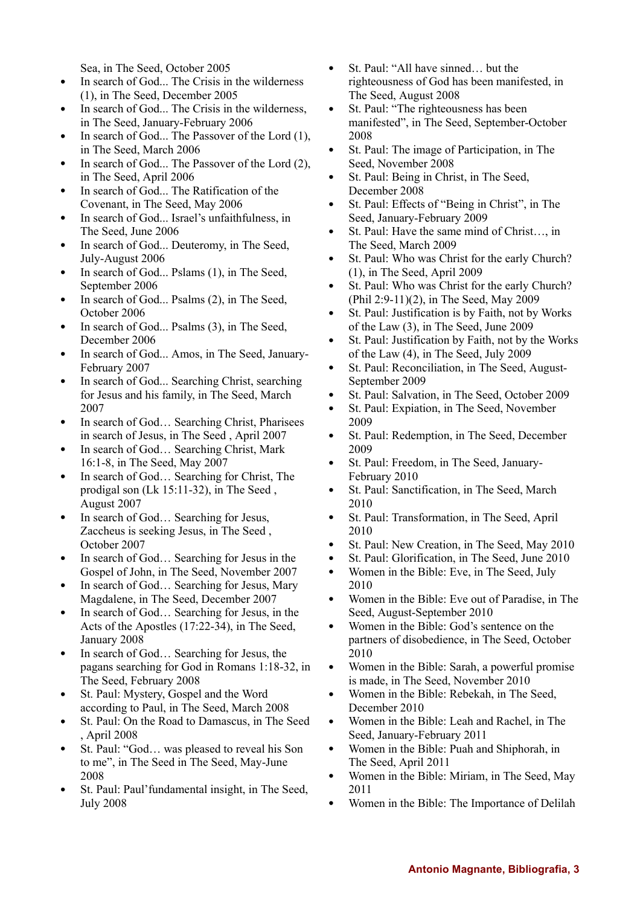Sea, in The Seed, October 2005

- In search of God... The Crisis in the wilderness (1), in The Seed, December 2005
- In search of God... The Crisis in the wilderness, in The Seed, January-February 2006
- In search of God... The Passover of the Lord (1), in The Seed, March 2006
- In search of God... The Passover of the Lord (2), in The Seed, April 2006
- In search of God... The Ratification of the Covenant, in The Seed, May 2006
- In search of God... Israel's unfaithfulness, in The Seed, June 2006
- In search of God... Deuteromy, in The Seed, July-August 2006
- In search of God... Pslams (1), in The Seed, September 2006
- In search of God... Psalms (2), in The Seed, October 2006
- In search of God... Psalms (3), in The Seed, December 2006
- In search of God... Amos, in The Seed, January-February 2007
- In search of God... Searching Christ, searching for Jesus and his family, in The Seed, March 2007
- In search of God… Searching Christ, Pharisees in search of Jesus, in The Seed , April 2007
- In search of God… Searching Christ, Mark 16:1-8, in The Seed, May 2007
- In search of God… Searching for Christ, The prodigal son (Lk 15:11-32), in The Seed , August 2007
- In search of God… Searching for Jesus, Zaccheus is seeking Jesus, in The Seed , October 2007
- In search of God… Searching for Jesus in the Gospel of John, in The Seed, November 2007
- In search of God… Searching for Jesus, Mary Magdalene, in The Seed, December 2007
- In search of God… Searching for Jesus, in the Acts of the Apostles (17:22-34), in The Seed, January 2008
- In search of God… Searching for Jesus, the pagans searching for God in Romans 1:18-32, in The Seed, February 2008
- St. Paul: Mystery, Gospel and the Word according to Paul, in The Seed, March 2008
- St. Paul: On the Road to Damascus, in The Seed , April 2008
- St. Paul: "God… was pleased to reveal his Son to me", in The Seed in The Seed, May-June 2008
- St. Paul: Paul'fundamental insight, in The Seed, July 2008
- St. Paul: "All have sinned… but the righteousness of God has been manifested, in The Seed, August 2008
- St. Paul: "The righteousness has been manifested", in The Seed, September-October 2008
- St. Paul: The image of Participation, in The Seed, November 2008
- St. Paul: Being in Christ, in The Seed, December 2008
- St. Paul: Effects of "Being in Christ", in The Seed, January-February 2009
- St. Paul: Have the same mind of Christ…, in The Seed, March 2009
- St. Paul: Who was Christ for the early Church? (1), in The Seed, April 2009
- St. Paul: Who was Christ for the early Church? (Phil 2:9-11)(2), in The Seed, May 2009
- St. Paul: Justification is by Faith, not by Works of the Law (3), in The Seed, June 2009
- St. Paul: Justification by Faith, not by the Works of the Law (4), in The Seed, July 2009
- St. Paul: Reconciliation, in The Seed, August-September 2009
- St. Paul: Salvation, in The Seed, October 2009
- St. Paul: Expiation, in The Seed, November 2009
- St. Paul: Redemption, in The Seed, December 2009
- St. Paul: Freedom, in The Seed, January-February 2010
- St. Paul: Sanctification, in The Seed, March 2010
- St. Paul: Transformation, in The Seed, April 2010
- St. Paul: New Creation, in The Seed, May 2010
- St. Paul: Glorification, in The Seed, June 2010
- Women in the Bible: Eve, in The Seed, July 2010
- Women in the Bible: Eve out of Paradise, in The Seed, August-September 2010
- Women in the Bible: God's sentence on the partners of disobedience, in The Seed, October 2010
- Women in the Bible: Sarah, a powerful promise is made, in The Seed, November 2010
- Women in the Bible: Rebekah, in The Seed, December 2010
- Women in the Bible: Leah and Rachel, in The Seed, January-February 2011
- Women in the Bible: Puah and Shiphorah, in The Seed, April 2011
- Women in the Bible: Miriam, in The Seed, May 2011
- Women in the Bible: The Importance of Delilah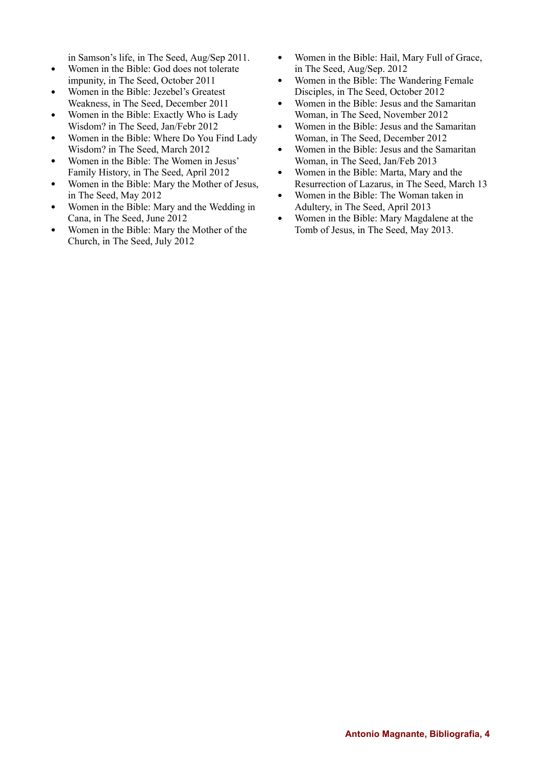in Samson's life, in The Seed, Aug/Sep 2011.

- Women in the Bible: God does not tolerate impunity, in The Seed, October 2011
- Women in the Bible: Jezebel's Greatest Weakness, in The Seed, December 2011
- Women in the Bible: Exactly Who is Lady Wisdom? in The Seed, Jan/Febr 2012
- Women in the Bible: Where Do You Find Lady Wisdom? in The Seed, March 2012
- Women in the Bible: The Women in Jesus' Family History, in The Seed, April 2012
- Women in the Bible: Mary the Mother of Jesus, in The Seed, May 2012
- Women in the Bible: Mary and the Wedding in Cana, in The Seed, June 2012
- Women in the Bible: Mary the Mother of the Church, in The Seed, July 2012
- Women in the Bible: Hail, Mary Full of Grace, in The Seed, Aug/Sep. 2012
- Women in the Bible: The Wandering Female Disciples, in The Seed, October 2012
- Women in the Bible: Jesus and the Samaritan Woman, in The Seed, November 2012
- Women in the Bible: Jesus and the Samaritan Woman, in The Seed, December 2012
- Women in the Bible: Jesus and the Samaritan Woman, in The Seed, Jan/Feb 2013
- Women in the Bible: Marta, Mary and the Resurrection of Lazarus, in The Seed, March 13
- Women in the Bible: The Woman taken in Adultery, in The Seed, April 2013
- Women in the Bible: Mary Magdalene at the Tomb of Jesus, in The Seed, May 2013.